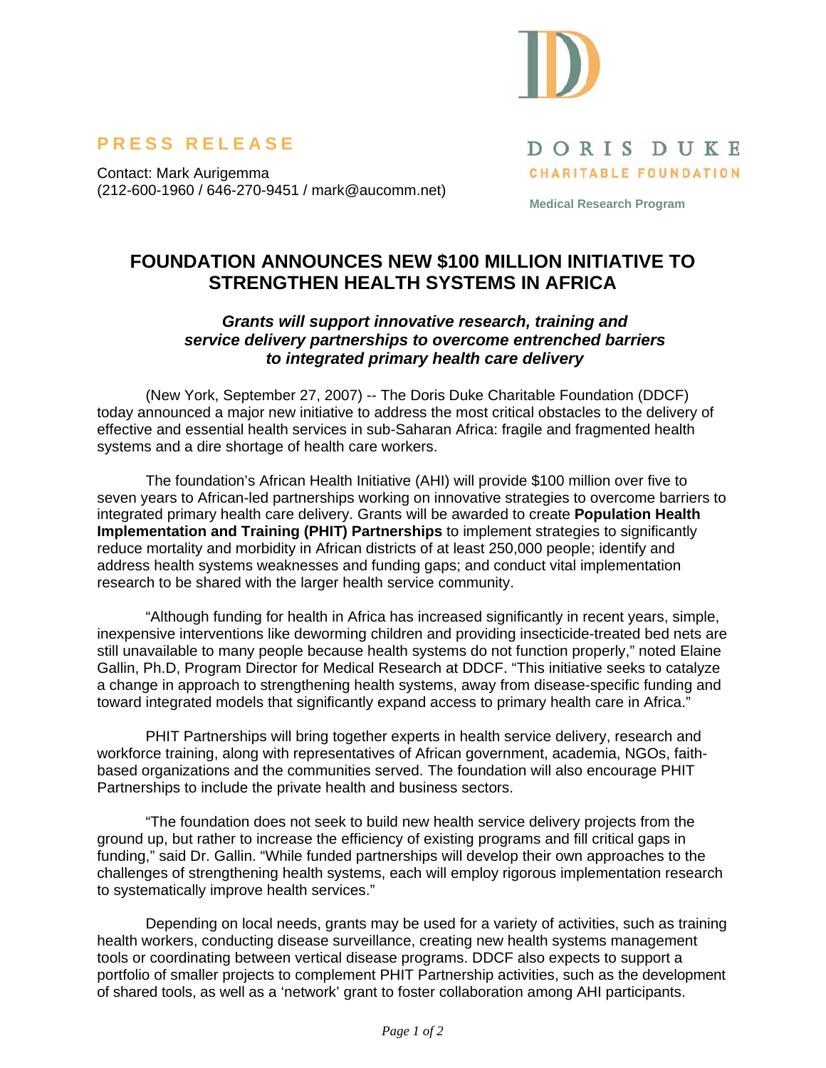**PRESS RELEASE**

Contact: Mark Aurigemma
(212-600-1960 / 646-270-9451 / mark@aucomm.net)

DORIS DUKE
CHARITABLE FOUNDATION

Medical Research Program

# FOUNDATION ANNOUNCES NEW $100 MILLION INITIATIVE TO STRENGTHEN HEALTH SYSTEMS IN AFRICA

***Grants will support innovative research, training and service delivery partnerships to overcome entrenched barriers to integrated primary health care delivery***

(New York, September 27, 2007) -- The Doris Duke Charitable Foundation (DDCF) today announced a major new initiative to address the most critical obstacles to the delivery of effective and essential health services in sub-Saharan Africa: fragile and fragmented health systems and a dire shortage of health care workers.

The foundation's African Health Initiative (AHI) will provide $100 million over five to seven years to African-led partnerships working on innovative strategies to overcome barriers to integrated primary health care delivery. Grants will be awarded to create **Population Health Implementation and Training (PHIT) Partnerships** to implement strategies to significantly reduce mortality and morbidity in African districts of at least 250,000 people; identify and address health systems weaknesses and funding gaps; and conduct vital implementation research to be shared with the larger health service community.

"Although funding for health in Africa has increased significantly in recent years, simple, inexpensive interventions like deworming children and providing insecticide-treated bed nets are still unavailable to many people because health systems do not function properly," noted Elaine Gallin, Ph.D, Program Director for Medical Research at DDCF. "This initiative seeks to catalyze a change in approach to strengthening health systems, away from disease-specific funding and toward integrated models that significantly expand access to primary health care in Africa."

PHIT Partnerships will bring together experts in health service delivery, research and workforce training, along with representatives of African government, academia, NGOs, faith-based organizations and the communities served. The foundation will also encourage PHIT Partnerships to include the private health and business sectors.

"The foundation does not seek to build new health service delivery projects from the ground up, but rather to increase the efficiency of existing programs and fill critical gaps in funding," said Dr. Gallin. "While funded partnerships will develop their own approaches to the challenges of strengthening health systems, each will employ rigorous implementation research to systematically improve health services."

Depending on local needs, grants may be used for a variety of activities, such as training health workers, conducting disease surveillance, creating new health systems management tools or coordinating between vertical disease programs. DDCF also expects to support a portfolio of smaller projects to complement PHIT Partnership activities, such as the development of shared tools, as well as a 'network' grant to foster collaboration among AHI participants.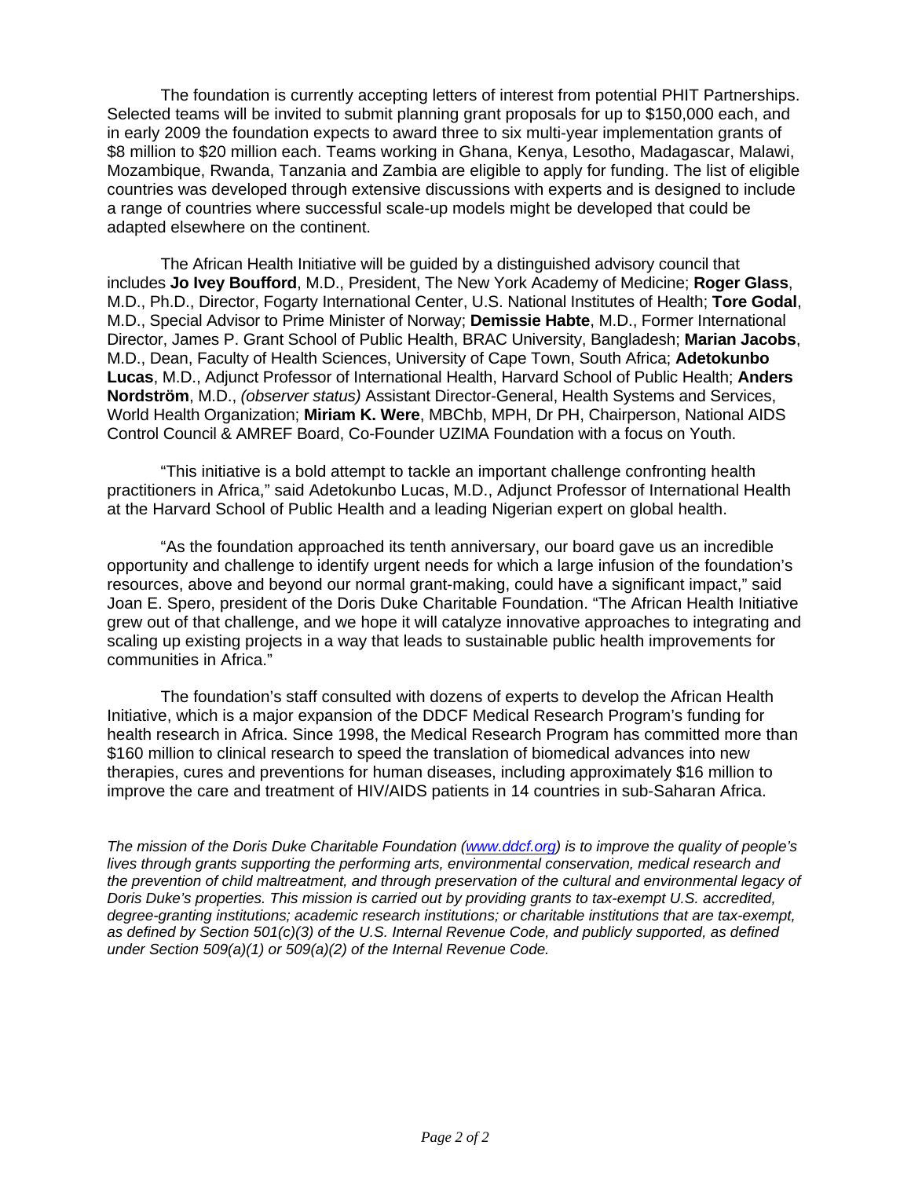The foundation is currently accepting letters of interest from potential PHIT Partnerships. Selected teams will be invited to submit planning grant proposals for up to $150,000 each, and in early 2009 the foundation expects to award three to six multi-year implementation grants of $8 million to $20 million each. Teams working in Ghana, Kenya, Lesotho, Madagascar, Malawi, Mozambique, Rwanda, Tanzania and Zambia are eligible to apply for funding. The list of eligible countries was developed through extensive discussions with experts and is designed to include a range of countries where successful scale-up models might be developed that could be adapted elsewhere on the continent.

The African Health Initiative will be guided by a distinguished advisory council that includes **Jo Ivey Boufford**, M.D., President, The New York Academy of Medicine; **Roger Glass**, M.D., Ph.D., Director, Fogarty International Center, U.S. National Institutes of Health; **Tore Godal**, M.D., Special Advisor to Prime Minister of Norway; **Demissie Habte**, M.D., Former International Director, James P. Grant School of Public Health, BRAC University, Bangladesh; **Marian Jacobs**, M.D., Dean, Faculty of Health Sciences, University of Cape Town, South Africa; **Adetokunbo Lucas**, M.D., Adjunct Professor of International Health, Harvard School of Public Health; **Anders Nordström**, M.D., *(observer status)* Assistant Director-General, Health Systems and Services, World Health Organization; **Miriam K. Were**, MBChb, MPH, Dr PH, Chairperson, National AIDS Control Council & AMREF Board, Co-Founder UZIMA Foundation with a focus on Youth.

"This initiative is a bold attempt to tackle an important challenge confronting health practitioners in Africa," said Adetokunbo Lucas, M.D., Adjunct Professor of International Health at the Harvard School of Public Health and a leading Nigerian expert on global health.

"As the foundation approached its tenth anniversary, our board gave us an incredible opportunity and challenge to identify urgent needs for which a large infusion of the foundation's resources, above and beyond our normal grant-making, could have a significant impact," said Joan E. Spero, president of the Doris Duke Charitable Foundation. "The African Health Initiative grew out of that challenge, and we hope it will catalyze innovative approaches to integrating and scaling up existing projects in a way that leads to sustainable public health improvements for communities in Africa."

The foundation's staff consulted with dozens of experts to develop the African Health Initiative, which is a major expansion of the DDCF Medical Research Program's funding for health research in Africa. Since 1998, the Medical Research Program has committed more than $160 million to clinical research to speed the translation of biomedical advances into new therapies, cures and preventions for human diseases, including approximately $16 million to improve the care and treatment of HIV/AIDS patients in 14 countries in sub-Saharan Africa.

*The mission of the Doris Duke Charitable Foundation ([www.ddcf.org](http://www.ddcf.org)) is to improve the quality of people's lives through grants supporting the performing arts, environmental conservation, medical research and the prevention of child maltreatment, and through preservation of the cultural and environmental legacy of Doris Duke's properties. This mission is carried out by providing grants to tax-exempt U.S. accredited, degree-granting institutions; academic research institutions; or charitable institutions that are tax-exempt, as defined by Section 501(c)(3) of the U.S. Internal Revenue Code, and publicly supported, as defined under Section 509(a)(1) or 509(a)(2) of the Internal Revenue Code.*